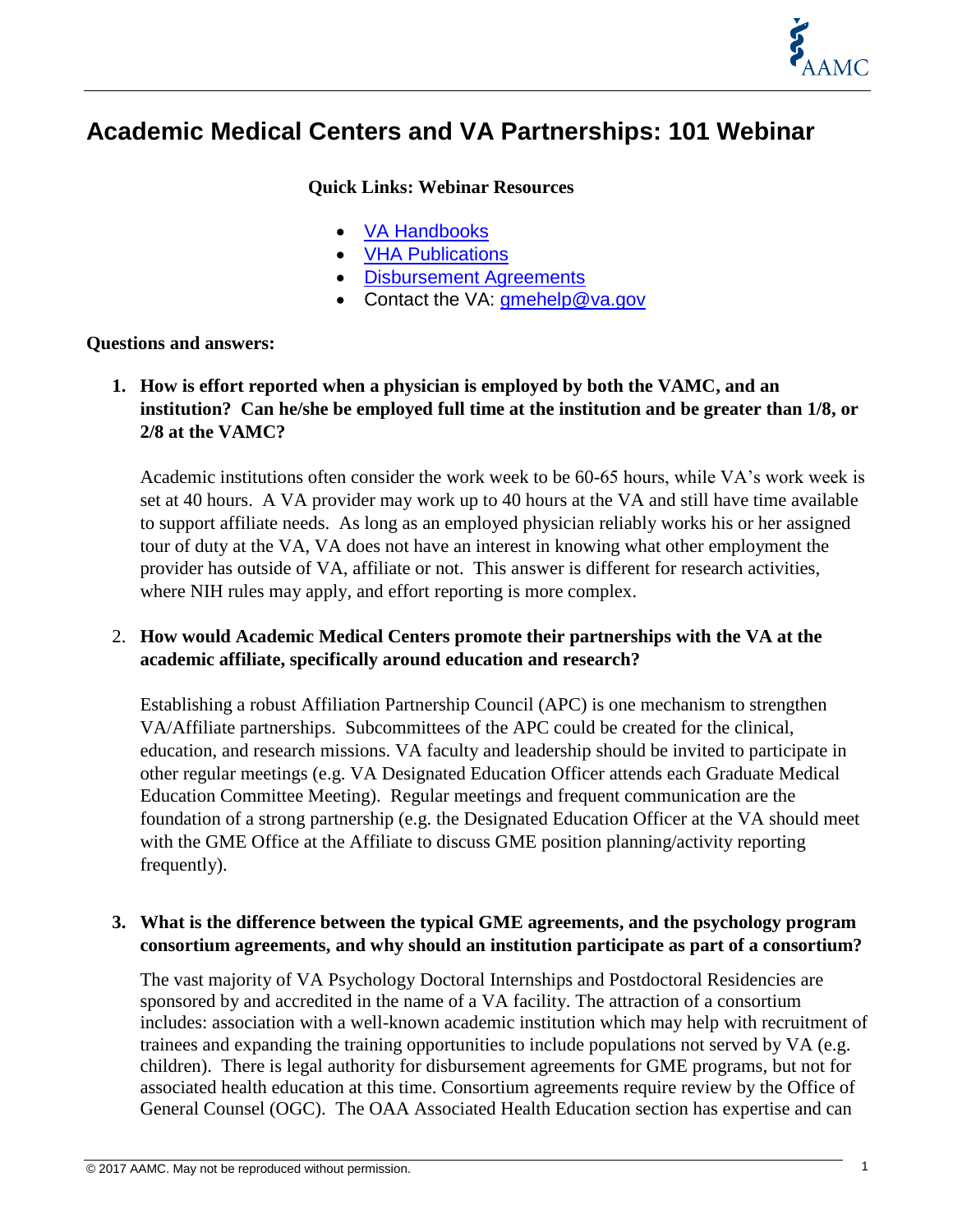# Academic Medical Centers and VA Partnerships: 101 Webinar

**Quick Links: Webinar Resources**

- VA Handbooks
- VHA Publications
- Disbursement Agreements
- Contact the VA: gmehelp@va.gov

**Questions and answers:**

1. **How is effort reported when a physician is employed by both the VAMC, and an institution? Can he/she be employed full time at the institution and be greater than 1/8, or 2/8 at the VAMC?**

   Academic institutions often consider the work week to be 60-65 hours, while VA's work week is set at 40 hours. A VA provider may work up to 40 hours at the VA and still have time available to support affiliate needs. As long as an employed physician reliably works his or her assigned tour of duty at the VA, VA does not have an interest in knowing what other employment the provider has outside of VA, affiliate or not. This answer is different for research activities, where NIH rules may apply, and effort reporting is more complex.

2. **How would Academic Medical Centers promote their partnerships with the VA at the academic affiliate, specifically around education and research?**

   Establishing a robust Affiliation Partnership Council (APC) is one mechanism to strengthen VA/Affiliate partnerships. Subcommittees of the APC could be created for the clinical, education, and research missions. VA faculty and leadership should be invited to participate in other regular meetings (e.g. VA Designated Education Officer attends each Graduate Medical Education Committee Meeting). Regular meetings and frequent communication are the foundation of a strong partnership (e.g. the Designated Education Officer at the VA should meet with the GME Office at the Affiliate to discuss GME position planning/activity reporting frequently).

3. **What is the difference between the typical GME agreements, and the psychology program consortium agreements, and why should an institution participate as part of a consortium?**

   The vast majority of VA Psychology Doctoral Internships and Postdoctoral Residencies are sponsored by and accredited in the name of a VA facility. The attraction of a consortium includes: association with a well-known academic institution which may help with recruitment of trainees and expanding the training opportunities to include populations not served by VA (e.g. children). There is legal authority for disbursement agreements for GME programs, but not for associated health education at this time. Consortium agreements require review by the Office of General Counsel (OGC). The OAA Associated Health Education section has expertise and can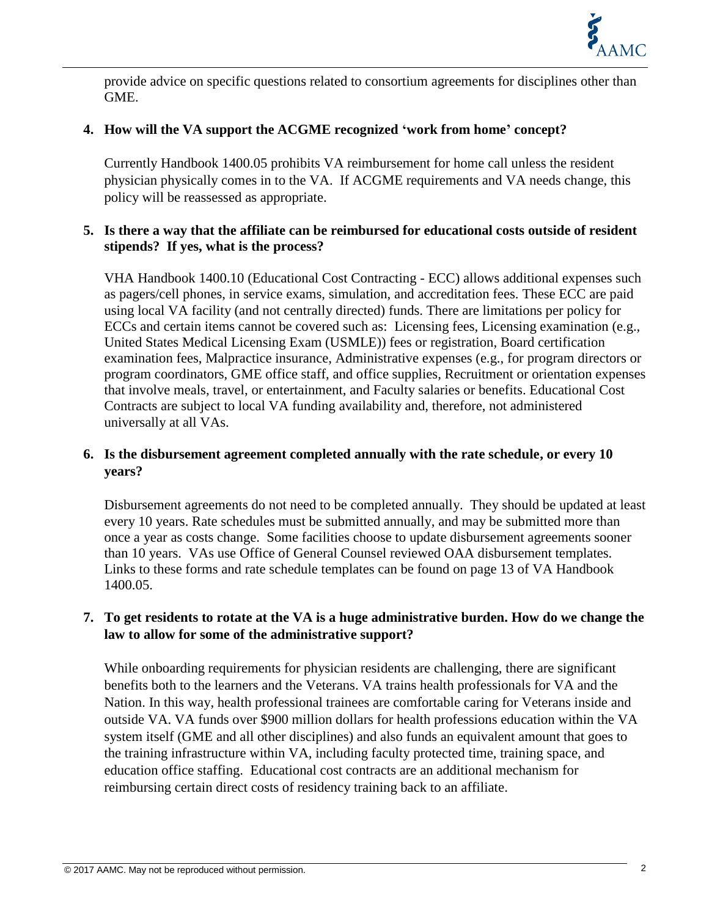provide advice on specific questions related to consortium agreements for disciplines other than GME.

**4. How will the VA support the ACGME recognized 'work from home' concept?**

Currently Handbook 1400.05 prohibits VA reimbursement for home call unless the resident physician physically comes in to the VA. If ACGME requirements and VA needs change, this policy will be reassessed as appropriate.

**5. Is there a way that the affiliate can be reimbursed for educational costs outside of resident stipends? If yes, what is the process?**

VHA Handbook 1400.10 (Educational Cost Contracting - ECC) allows additional expenses such as pagers/cell phones, in service exams, simulation, and accreditation fees. These ECC are paid using local VA facility (and not centrally directed) funds. There are limitations per policy for ECCs and certain items cannot be covered such as: Licensing fees, Licensing examination (e.g., United States Medical Licensing Exam (USMLE)) fees or registration, Board certification examination fees, Malpractice insurance, Administrative expenses (e.g., for program directors or program coordinators, GME office staff, and office supplies, Recruitment or orientation expenses that involve meals, travel, or entertainment, and Faculty salaries or benefits. Educational Cost Contracts are subject to local VA funding availability and, therefore, not administered universally at all VAs.

**6. Is the disbursement agreement completed annually with the rate schedule, or every 10 years?**

Disbursement agreements do not need to be completed annually. They should be updated at least every 10 years. Rate schedules must be submitted annually, and may be submitted more than once a year as costs change. Some facilities choose to update disbursement agreements sooner than 10 years. VAs use Office of General Counsel reviewed OAA disbursement templates. Links to these forms and rate schedule templates can be found on page 13 of VA Handbook 1400.05.

**7. To get residents to rotate at the VA is a huge administrative burden. How do we change the law to allow for some of the administrative support?**

While onboarding requirements for physician residents are challenging, there are significant benefits both to the learners and the Veterans. VA trains health professionals for VA and the Nation. In this way, health professional trainees are comfortable caring for Veterans inside and outside VA. VA funds over $900 million dollars for health professions education within the VA system itself (GME and all other disciplines) and also funds an equivalent amount that goes to the training infrastructure within VA, including faculty protected time, training space, and education office staffing. Educational cost contracts are an additional mechanism for reimbursing certain direct costs of residency training back to an affiliate.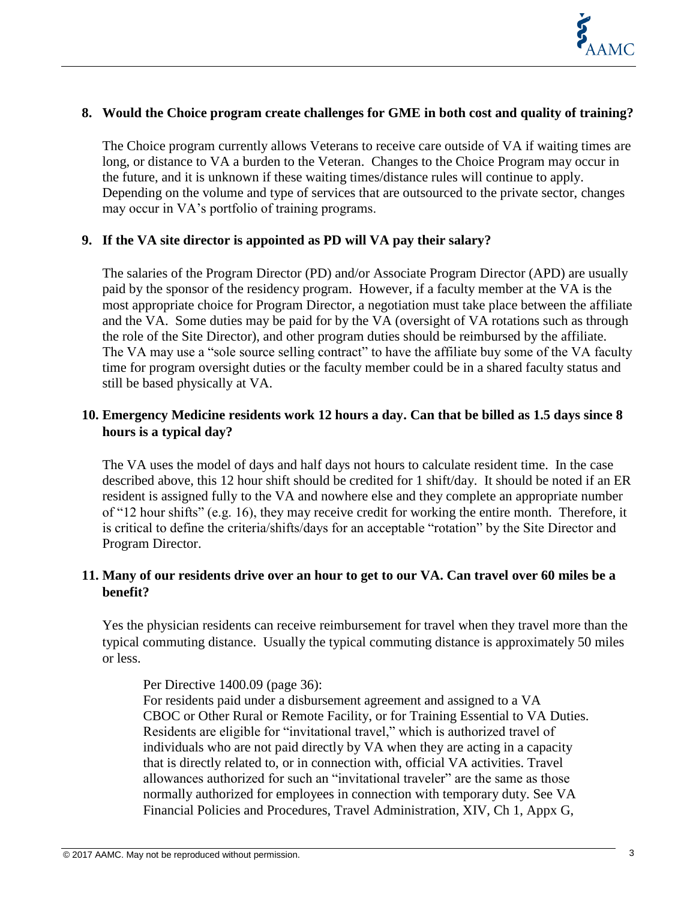**8. Would the Choice program create challenges for GME in both cost and quality of training?**

The Choice program currently allows Veterans to receive care outside of VA if waiting times are long, or distance to VA a burden to the Veteran. Changes to the Choice Program may occur in the future, and it is unknown if these waiting times/distance rules will continue to apply. Depending on the volume and type of services that are outsourced to the private sector, changes may occur in VA's portfolio of training programs.

**9. If the VA site director is appointed as PD will VA pay their salary?**

The salaries of the Program Director (PD) and/or Associate Program Director (APD) are usually paid by the sponsor of the residency program. However, if a faculty member at the VA is the most appropriate choice for Program Director, a negotiation must take place between the affiliate and the VA. Some duties may be paid for by the VA (oversight of VA rotations such as through the role of the Site Director), and other program duties should be reimbursed by the affiliate. The VA may use a "sole source selling contract" to have the affiliate buy some of the VA faculty time for program oversight duties or the faculty member could be in a shared faculty status and still be based physically at VA.

**10. Emergency Medicine residents work 12 hours a day. Can that be billed as 1.5 days since 8 hours is a typical day?**

The VA uses the model of days and half days not hours to calculate resident time. In the case described above, this 12 hour shift should be credited for 1 shift/day. It should be noted if an ER resident is assigned fully to the VA and nowhere else and they complete an appropriate number of "12 hour shifts" (e.g. 16), they may receive credit for working the entire month. Therefore, it is critical to define the criteria/shifts/days for an acceptable "rotation" by the Site Director and Program Director.

**11. Many of our residents drive over an hour to get to our VA. Can travel over 60 miles be a benefit?**

Yes the physician residents can receive reimbursement for travel when they travel more than the typical commuting distance. Usually the typical commuting distance is approximately 50 miles or less.

> Per Directive 1400.09 (page 36):
> For residents paid under a disbursement agreement and assigned to a VA CBOC or Other Rural or Remote Facility, or for Training Essential to VA Duties. Residents are eligible for "invitational travel," which is authorized travel of individuals who are not paid directly by VA when they are acting in a capacity that is directly related to, or in connection with, official VA activities. Travel allowances authorized for such an "invitational traveler" are the same as those normally authorized for employees in connection with temporary duty. See VA Financial Policies and Procedures, Travel Administration, XIV, Ch 1, Appx G,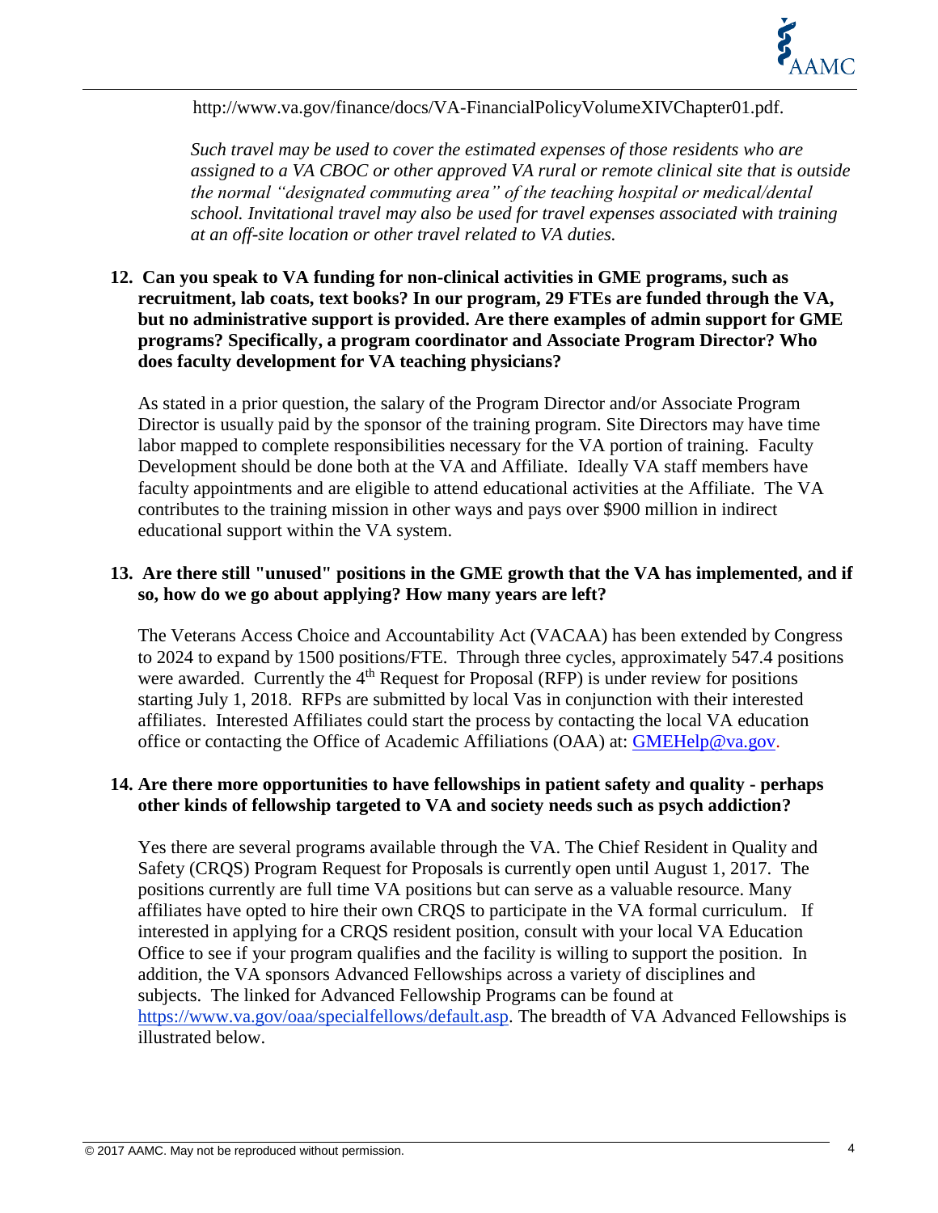http://www.va.gov/finance/docs/VA-FinancialPolicyVolumeXIVChapter01.pdf.

*Such travel may be used to cover the estimated expenses of those residents who are assigned to a VA CBOC or other approved VA rural or remote clinical site that is outside the normal "designated commuting area" of the teaching hospital or medical/dental school. Invitational travel may also be used for travel expenses associated with training at an off-site location or other travel related to VA duties.*

**12. Can you speak to VA funding for non-clinical activities in GME programs, such as recruitment, lab coats, text books? In our program, 29 FTEs are funded through the VA, but no administrative support is provided. Are there examples of admin support for GME programs? Specifically, a program coordinator and Associate Program Director? Who does faculty development for VA teaching physicians?**

As stated in a prior question, the salary of the Program Director and/or Associate Program Director is usually paid by the sponsor of the training program. Site Directors may have time labor mapped to complete responsibilities necessary for the VA portion of training. Faculty Development should be done both at the VA and Affiliate. Ideally VA staff members have faculty appointments and are eligible to attend educational activities at the Affiliate. The VA contributes to the training mission in other ways and pays over $900 million in indirect educational support within the VA system.

**13. Are there still "unused" positions in the GME growth that the VA has implemented, and if so, how do we go about applying? How many years are left?**

The Veterans Access Choice and Accountability Act (VACAA) has been extended by Congress to 2024 to expand by 1500 positions/FTE. Through three cycles, approximately 547.4 positions were awarded. Currently the 4th Request for Proposal (RFP) is under review for positions starting July 1, 2018. RFPs are submitted by local Vas in conjunction with their interested affiliates. Interested Affiliates could start the process by contacting the local VA education office or contacting the Office of Academic Affiliations (OAA) at: GMEHelp@va.gov.

**14. Are there more opportunities to have fellowships in patient safety and quality - perhaps other kinds of fellowship targeted to VA and society needs such as psych addiction?**

Yes there are several programs available through the VA. The Chief Resident in Quality and Safety (CRQS) Program Request for Proposals is currently open until August 1, 2017. The positions currently are full time VA positions but can serve as a valuable resource. Many affiliates have opted to hire their own CRQS to participate in the VA formal curriculum. If interested in applying for a CRQS resident position, consult with your local VA Education Office to see if your program qualifies and the facility is willing to support the position. In addition, the VA sponsors Advanced Fellowships across a variety of disciplines and subjects. The linked for Advanced Fellowship Programs can be found at https://www.va.gov/oaa/specialfellows/default.asp. The breadth of VA Advanced Fellowships is illustrated below.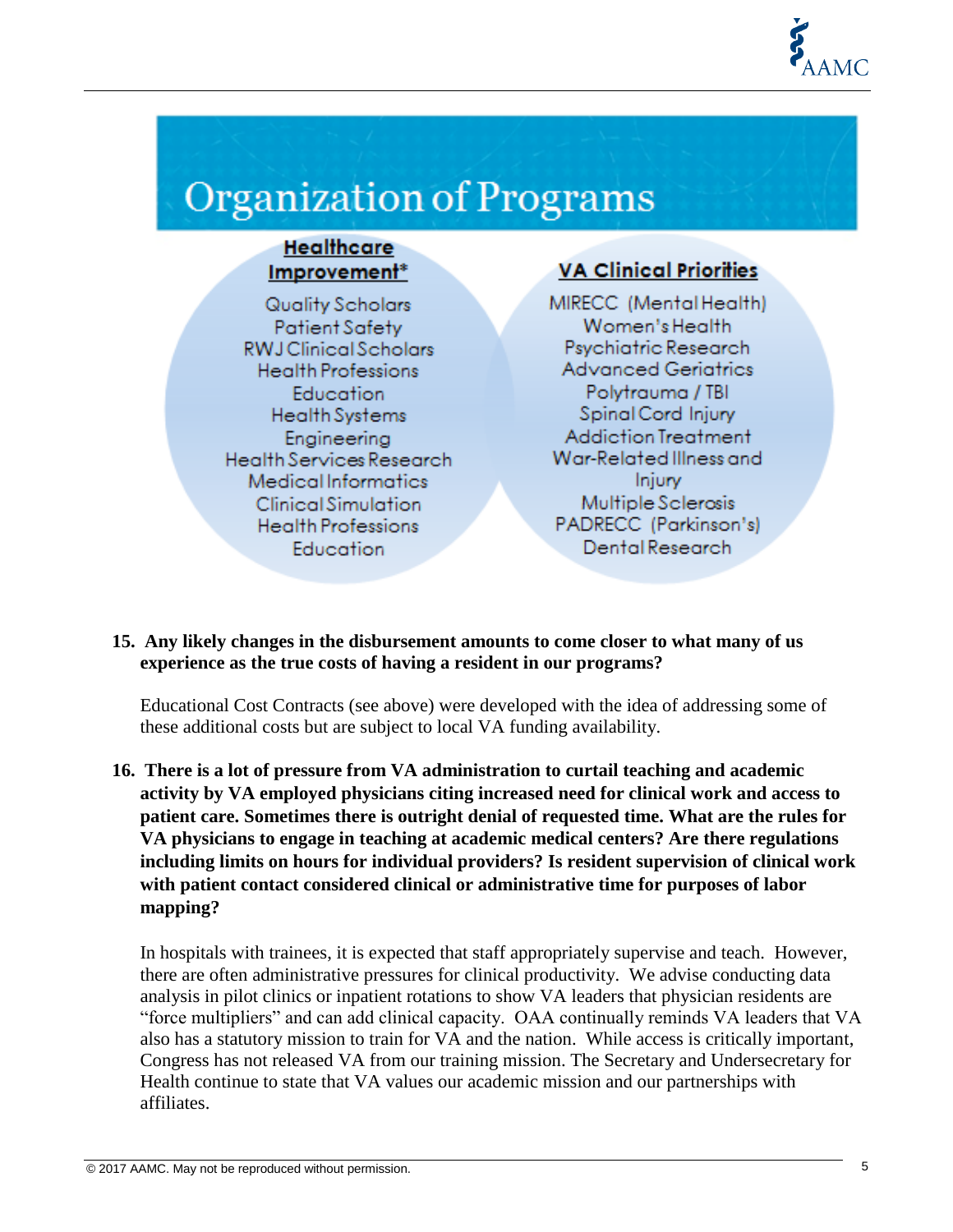## Organization of Programs

**Healthcare Improvement***

- Quality Scholars
- Patient Safety
- RWJ Clinical Scholars
- Health Professions Education
- Health Systems Engineering
- Health Services Research
- Medical Informatics
- Clinical Simulation
- Health Professions Education

**VA Clinical Priorities**

- MIRECC (Mental Health)
- Women's Health
- Psychiatric Research
- Advanced Geriatrics
- Polytrauma / TBI
- Spinal Cord Injury
- Addiction Treatment
- War-Related Illness and Injury
- Multiple Sclerosis
- PADRECC (Parkinson's)
- Dental Research

**15. Any likely changes in the disbursement amounts to come closer to what many of us experience as the true costs of having a resident in our programs?**

Educational Cost Contracts (see above) were developed with the idea of addressing some of these additional costs but are subject to local VA funding availability.

**16. There is a lot of pressure from VA administration to curtail teaching and academic activity by VA employed physicians citing increased need for clinical work and access to patient care. Sometimes there is outright denial of requested time. What are the rules for VA physicians to engage in teaching at academic medical centers? Are there regulations including limits on hours for individual providers? Is resident supervision of clinical work with patient contact considered clinical or administrative time for purposes of labor mapping?**

In hospitals with trainees, it is expected that staff appropriately supervise and teach. However, there are often administrative pressures for clinical productivity. We advise conducting data analysis in pilot clinics or inpatient rotations to show VA leaders that physician residents are "force multipliers" and can add clinical capacity. OAA continually reminds VA leaders that VA also has a statutory mission to train for VA and the nation. While access is critically important, Congress has not released VA from our training mission. The Secretary and Undersecretary for Health continue to state that VA values our academic mission and our partnerships with affiliates.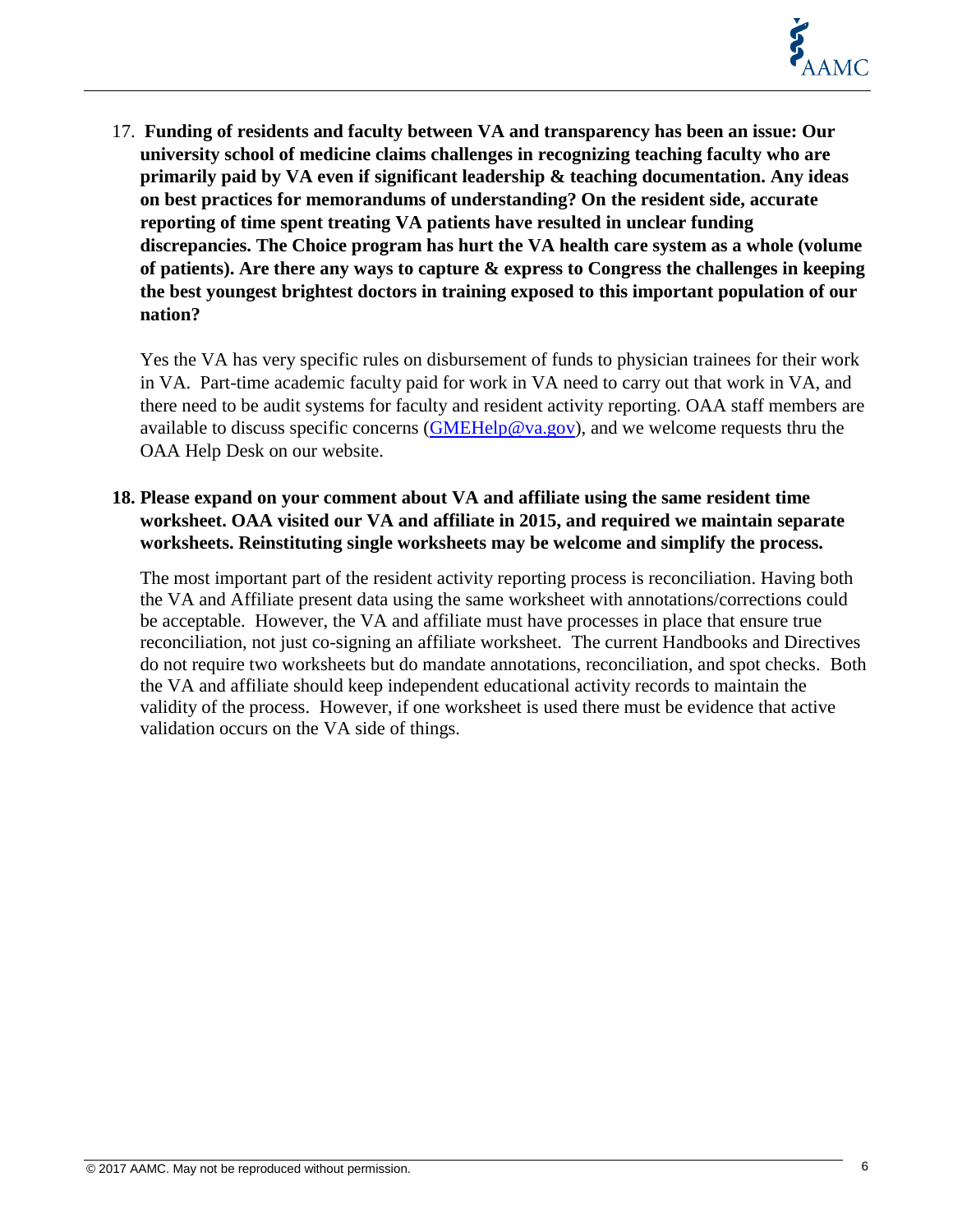17. **Funding of residents and faculty between VA and transparency has been an issue: Our university school of medicine claims challenges in recognizing teaching faculty who are primarily paid by VA even if significant leadership & teaching documentation. Any ideas on best practices for memorandums of understanding? On the resident side, accurate reporting of time spent treating VA patients have resulted in unclear funding discrepancies. The Choice program has hurt the VA health care system as a whole (volume of patients). Are there any ways to capture & express to Congress the challenges in keeping the best youngest brightest doctors in training exposed to this important population of our nation?**

    Yes the VA has very specific rules on disbursement of funds to physician trainees for their work in VA. Part-time academic faculty paid for work in VA need to carry out that work in VA, and there need to be audit systems for faculty and resident activity reporting. OAA staff members are available to discuss specific concerns (GMEHelp@va.gov), and we welcome requests thru the OAA Help Desk on our website.

18. **Please expand on your comment about VA and affiliate using the same resident time worksheet. OAA visited our VA and affiliate in 2015, and required we maintain separate worksheets. Reinstituting single worksheets may be welcome and simplify the process.**

    The most important part of the resident activity reporting process is reconciliation. Having both the VA and Affiliate present data using the same worksheet with annotations/corrections could be acceptable. However, the VA and affiliate must have processes in place that ensure true reconciliation, not just co-signing an affiliate worksheet. The current Handbooks and Directives do not require two worksheets but do mandate annotations, reconciliation, and spot checks. Both the VA and affiliate should keep independent educational activity records to maintain the validity of the process. However, if one worksheet is used there must be evidence that active validation occurs on the VA side of things.